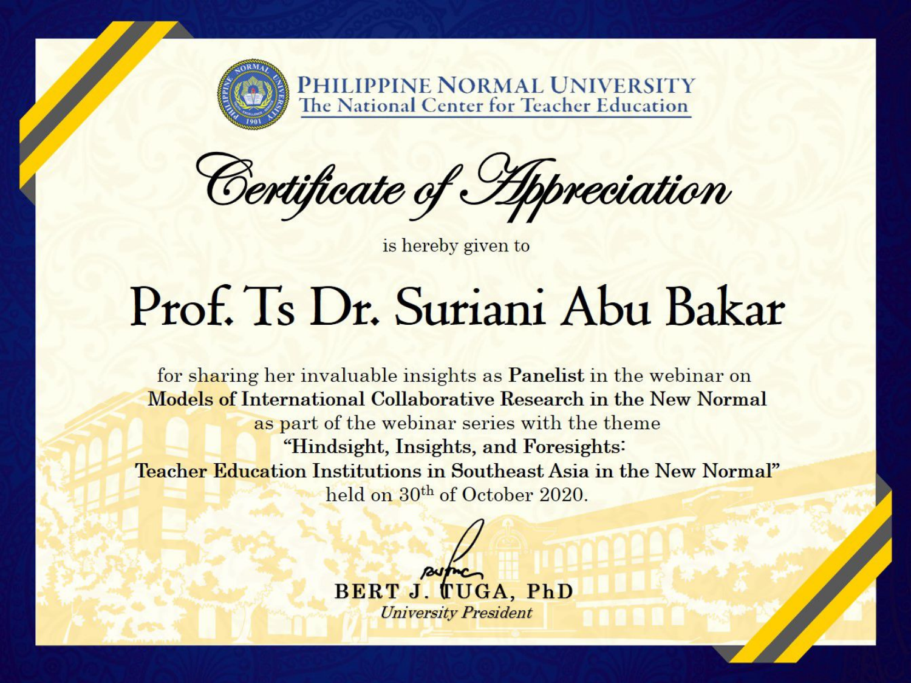**PHILIPPINE NORMAL UNIVERSITY**
The National Center for Teacher Education

# *Certificate of Appreciation*

is hereby given to

## Prof. Ts Dr. Suriani Abu Bakar

for sharing her invaluable insights as **Panelist** in the webinar on
**Models of International Collaborative Research in the New Normal**
as part of the webinar series with the theme
**"Hindsight, Insights, and Foresights:
Teacher Education Institutions in Southeast Asia in the New Normal"**
held on 30th of October 2020.

**BERT J. TUGA, PhD**
*University President*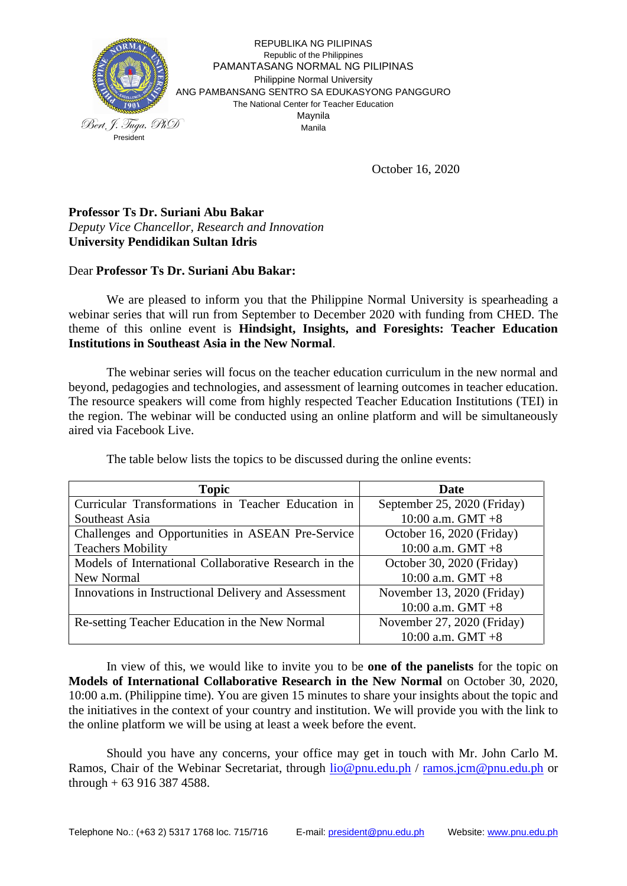REPUBLIKA NG PILIPINAS
Republic of the Philippines
PAMANTASANG NORMAL NG PILIPINAS
Philippine Normal University
ANG PAMBANSANG SENTRO SA EDUKASYONG PANGGURO
The National Center for Teacher Education
Maynila
Manila

Bert J. Tuga, PhD
President

October 16, 2020

**Professor Ts Dr. Suriani Abu Bakar**
*Deputy Vice Chancellor, Research and Innovation*
**University Pendidikan Sultan Idris**

Dear **Professor Ts Dr. Suriani Abu Bakar:**

We are pleased to inform you that the Philippine Normal University is spearheading a webinar series that will run from September to December 2020 with funding from CHED. The theme of this online event is **Hindsight, Insights, and Foresights: Teacher Education Institutions in Southeast Asia in the New Normal**.

The webinar series will focus on the teacher education curriculum in the new normal and beyond, pedagogies and technologies, and assessment of learning outcomes in teacher education. The resource speakers will come from highly respected Teacher Education Institutions (TEI) in the region. The webinar will be conducted using an online platform and will be simultaneously aired via Facebook Live.

The table below lists the topics to be discussed during the online events:

| Topic | Date |
|---|---|
| Curricular Transformations in Teacher Education in Southeast Asia | September 25, 2020 (Friday) 10:00 a.m. GMT +8 |
| Challenges and Opportunities in ASEAN Pre-Service Teachers Mobility | October 16, 2020 (Friday) 10:00 a.m. GMT +8 |
| Models of International Collaborative Research in the New Normal | October 30, 2020 (Friday) 10:00 a.m. GMT +8 |
| Innovations in Instructional Delivery and Assessment | November 13, 2020 (Friday) 10:00 a.m. GMT +8 |
| Re-setting Teacher Education in the New Normal | November 27, 2020 (Friday) 10:00 a.m. GMT +8 |

In view of this, we would like to invite you to be **one of the panelists** for the topic on **Models of International Collaborative Research in the New Normal** on October 30, 2020, 10:00 a.m. (Philippine time). You are given 15 minutes to share your insights about the topic and the initiatives in the context of your country and institution. We will provide you with the link to the online platform we will be using at least a week before the event.

Should you have any concerns, your office may get in touch with Mr. John Carlo M. Ramos, Chair of the Webinar Secretariat, through lio@pnu.edu.ph / ramos.jcm@pnu.edu.ph or through + 63 916 387 4588.

Telephone No.: (+63 2) 5317 1768 loc. 715/716 E-mail: president@pnu.edu.ph Website: www.pnu.edu.ph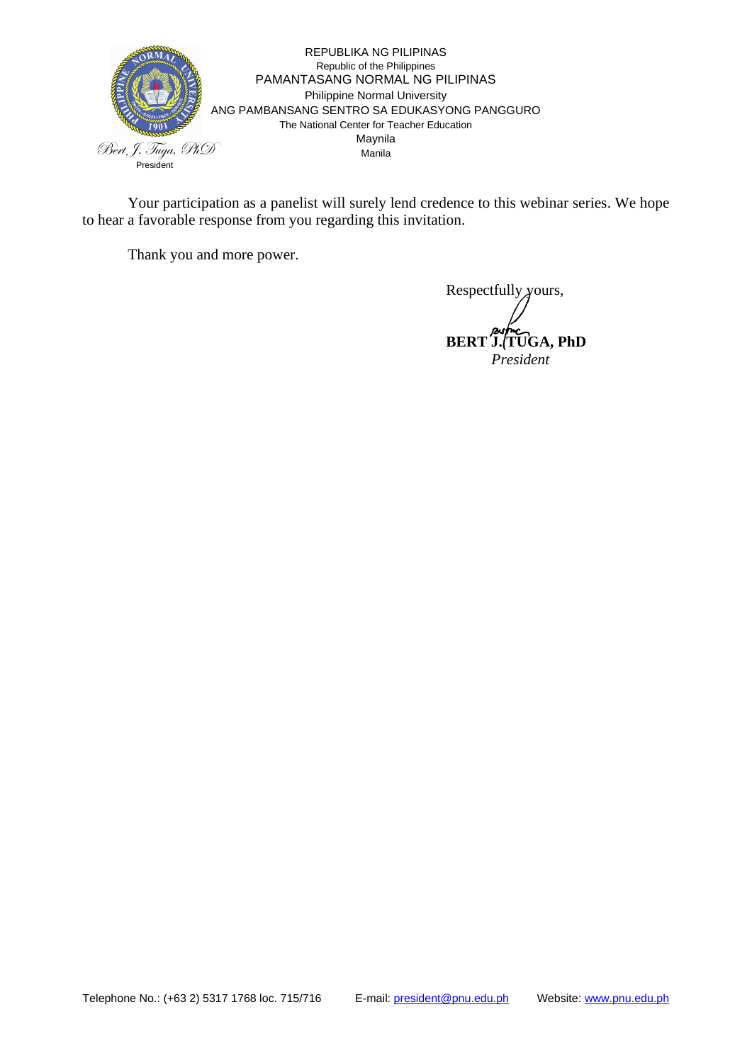Your participation as a panelist will surely lend credence to this webinar series. We hope to hear a favorable response from you regarding this invitation.

Thank you and more power.

Respectfully yours,

**BERT J. TUGA, PhD**
*President*